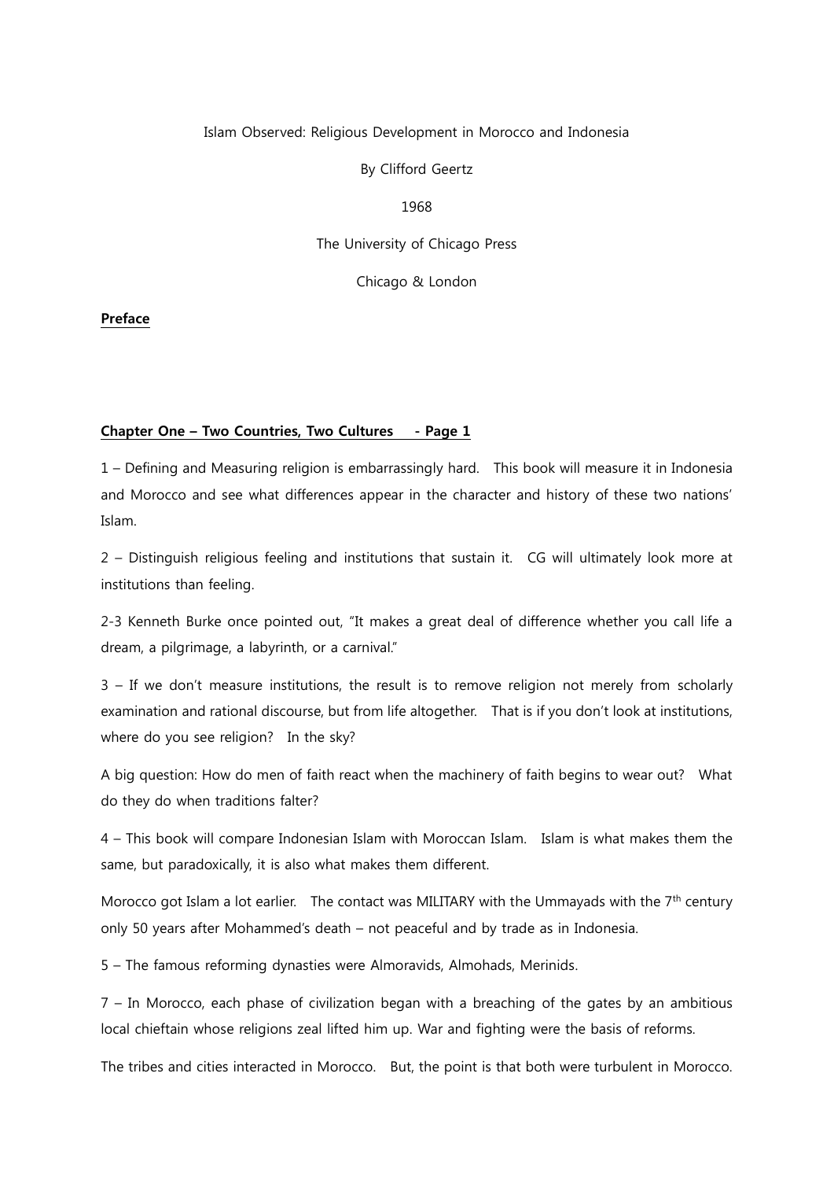Islam Observed: Religious Development in Morocco and Indonesia

By Clifford Geertz

1968

The University of Chicago Press

Chicago & London

**Preface**

**Chapter One – Two Countries, Two Cultures - Page 1**

1 – Defining and Measuring religion is embarrassingly hard. This book will measure it in Indonesia and Morocco and see what differences appear in the character and history of these two nations' Islam.

2 – Distinguish religious feeling and institutions that sustain it. CG will ultimately look more at institutions than feeling.

2-3 Kenneth Burke once pointed out, "It makes a great deal of difference whether you call life a dream, a pilgrimage, a labyrinth, or a carnival."

3 – If we don't measure institutions, the result is to remove religion not merely from scholarly examination and rational discourse, but from life altogether. That is if you don't look at institutions, where do you see religion? In the sky?

A big question: How do men of faith react when the machinery of faith begins to wear out? What do they do when traditions falter?

4 – This book will compare Indonesian Islam with Moroccan Islam. Islam is what makes them the same, but paradoxically, it is also what makes them different.

Morocco got Islam a lot earlier. The contact was MILITARY with the Ummayads with the 7th century only 50 years after Mohammed's death – not peaceful and by trade as in Indonesia.

5 – The famous reforming dynasties were Almoravids, Almohads, Merinids.

7 – In Morocco, each phase of civilization began with a breaching of the gates by an ambitious local chieftain whose religions zeal lifted him up. War and fighting were the basis of reforms.

The tribes and cities interacted in Morocco. But, the point is that both were turbulent in Morocco.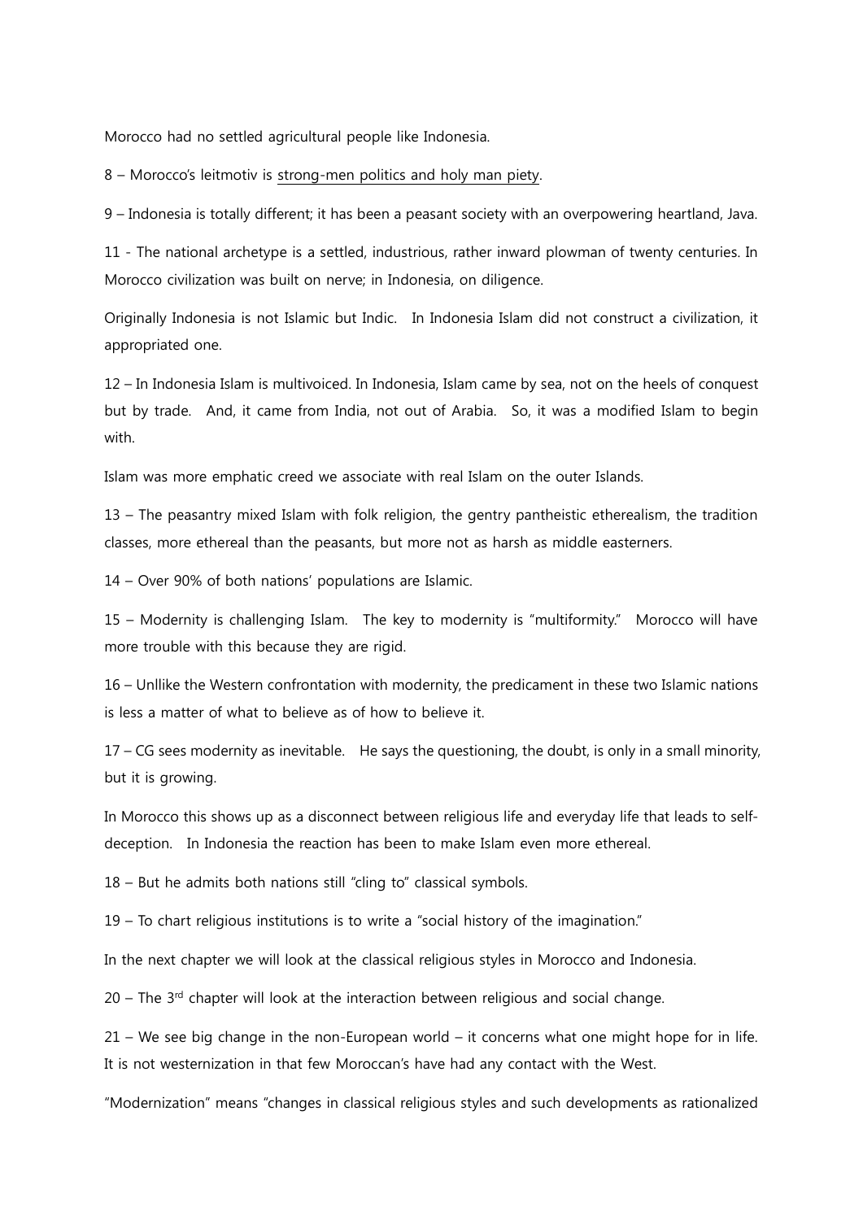Morocco had no settled agricultural people like Indonesia.

8 – Morocco's leitmotiv is strong-men politics and holy man piety.

9 – Indonesia is totally different; it has been a peasant society with an overpowering heartland, Java.

11 - The national archetype is a settled, industrious, rather inward plowman of twenty centuries. In Morocco civilization was built on nerve; in Indonesia, on diligence.

Originally Indonesia is not Islamic but Indic. In Indonesia Islam did not construct a civilization, it appropriated one.

12 – In Indonesia Islam is multivoiced. In Indonesia, Islam came by sea, not on the heels of conquest but by trade. And, it came from India, not out of Arabia. So, it was a modified Islam to begin with.

Islam was more emphatic creed we associate with real Islam on the outer Islands.

13 – The peasantry mixed Islam with folk religion, the gentry pantheistic etherealism, the tradition classes, more ethereal than the peasants, but more not as harsh as middle easterners.

14 – Over 90% of both nations' populations are Islamic.

15 – Modernity is challenging Islam. The key to modernity is "multiformity." Morocco will have more trouble with this because they are rigid.

16 – Unllike the Western confrontation with modernity, the predicament in these two Islamic nations is less a matter of what to believe as of how to believe it.

17 – CG sees modernity as inevitable. He says the questioning, the doubt, is only in a small minority, but it is growing.

In Morocco this shows up as a disconnect between religious life and everyday life that leads to self-deception. In Indonesia the reaction has been to make Islam even more ethereal.

18 – But he admits both nations still "cling to" classical symbols.

19 – To chart religious institutions is to write a "social history of the imagination."

In the next chapter we will look at the classical religious styles in Morocco and Indonesia.

20 – The 3rd chapter will look at the interaction between religious and social change.

21 – We see big change in the non-European world – it concerns what one might hope for in life. It is not westernization in that few Moroccan's have had any contact with the West.

"Modernization" means "changes in classical religious styles and such developments as rationalized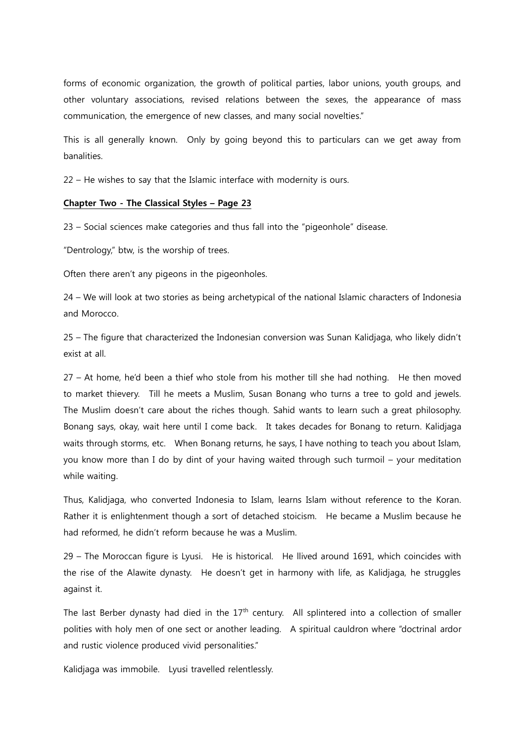forms of economic organization, the growth of political parties, labor unions, youth groups, and other voluntary associations, revised relations between the sexes, the appearance of mass communication, the emergence of new classes, and many social novelties."

This is all generally known. Only by going beyond this to particulars can we get away from banalities.

22 – He wishes to say that the Islamic interface with modernity is ours.

**Chapter Two - The Classical Styles – Page 23**

23 – Social sciences make categories and thus fall into the "pigeonhole" disease.

"Dentrology," btw, is the worship of trees.

Often there aren't any pigeons in the pigeonholes.

24 – We will look at two stories as being archetypical of the national Islamic characters of Indonesia and Morocco.

25 – The figure that characterized the Indonesian conversion was Sunan Kalidjaga, who likely didn't exist at all.

27 – At home, he'd been a thief who stole from his mother till she had nothing. He then moved to market thievery. Till he meets a Muslim, Susan Bonang who turns a tree to gold and jewels. The Muslim doesn't care about the riches though. Sahid wants to learn such a great philosophy. Bonang says, okay, wait here until I come back. It takes decades for Bonang to return. Kalidjaga waits through storms, etc. When Bonang returns, he says, I have nothing to teach you about Islam, you know more than I do by dint of your having waited through such turmoil – your meditation while waiting.

Thus, Kalidjaga, who converted Indonesia to Islam, learns Islam without reference to the Koran. Rather it is enlightenment though a sort of detached stoicism. He became a Muslim because he had reformed, he didn't reform because he was a Muslim.

29 – The Moroccan figure is Lyusi. He is historical. He llived around 1691, which coincides with the rise of the Alawite dynasty. He doesn't get in harmony with life, as Kalidjaga, he struggles against it.

The last Berber dynasty had died in the 17th century. All splintered into a collection of smaller polities with holy men of one sect or another leading. A spiritual cauldron where "doctrinal ardor and rustic violence produced vivid personalities."

Kalidjaga was immobile. Lyusi travelled relentlessly.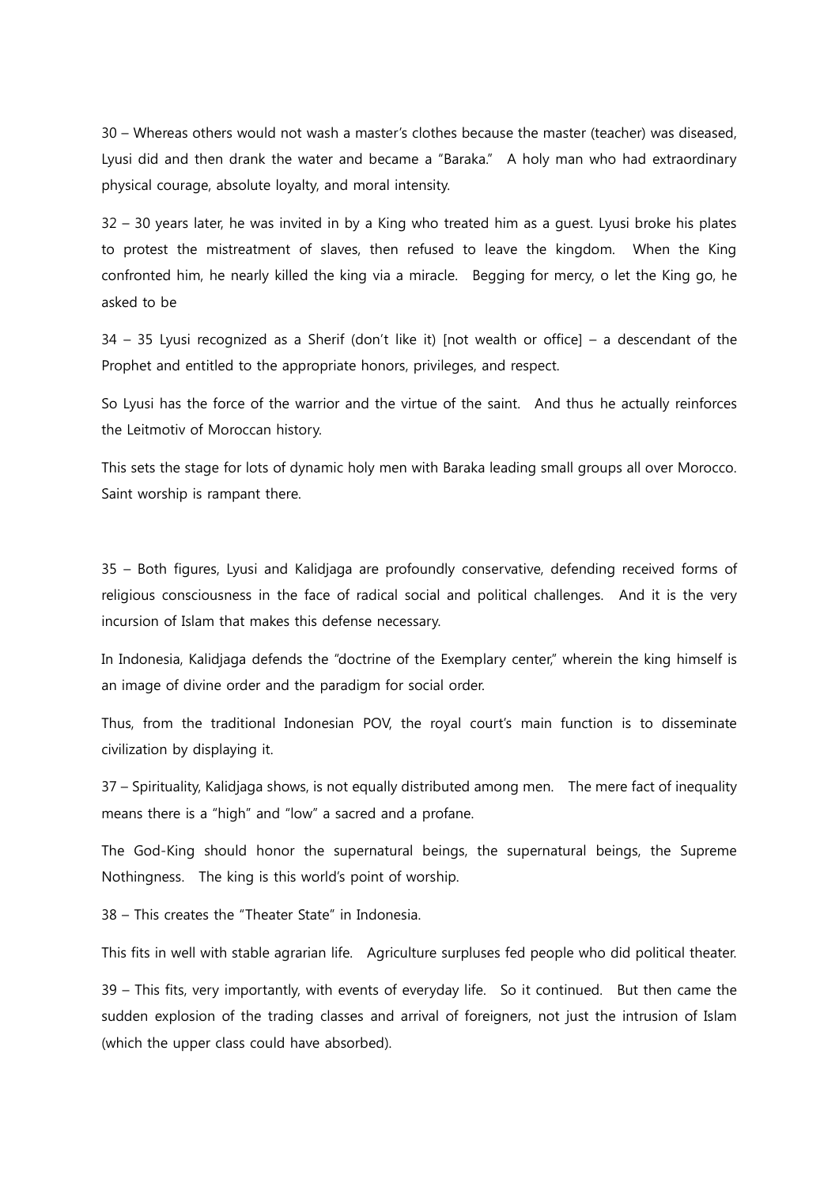30 – Whereas others would not wash a master's clothes because the master (teacher) was diseased, Lyusi did and then drank the water and became a "Baraka." A holy man who had extraordinary physical courage, absolute loyalty, and moral intensity.

32 – 30 years later, he was invited in by a King who treated him as a guest. Lyusi broke his plates to protest the mistreatment of slaves, then refused to leave the kingdom. When the King confronted him, he nearly killed the king via a miracle. Begging for mercy, o let the King go, he asked to be

34 – 35 Lyusi recognized as a Sherif (don't like it) [not wealth or office] – a descendant of the Prophet and entitled to the appropriate honors, privileges, and respect.

So Lyusi has the force of the warrior and the virtue of the saint. And thus he actually reinforces the Leitmotiv of Moroccan history.

This sets the stage for lots of dynamic holy men with Baraka leading small groups all over Morocco. Saint worship is rampant there.

35 – Both figures, Lyusi and Kalidjaga are profoundly conservative, defending received forms of religious consciousness in the face of radical social and political challenges. And it is the very incursion of Islam that makes this defense necessary.

In Indonesia, Kalidjaga defends the "doctrine of the Exemplary center," wherein the king himself is an image of divine order and the paradigm for social order.

Thus, from the traditional Indonesian POV, the royal court's main function is to disseminate civilization by displaying it.

37 – Spirituality, Kalidjaga shows, is not equally distributed among men. The mere fact of inequality means there is a "high" and "low" a sacred and a profane.

The God-King should honor the supernatural beings, the supernatural beings, the Supreme Nothingness. The king is this world's point of worship.

38 – This creates the "Theater State" in Indonesia.

This fits in well with stable agrarian life. Agriculture surpluses fed people who did political theater.

39 – This fits, very importantly, with events of everyday life. So it continued. But then came the sudden explosion of the trading classes and arrival of foreigners, not just the intrusion of Islam (which the upper class could have absorbed).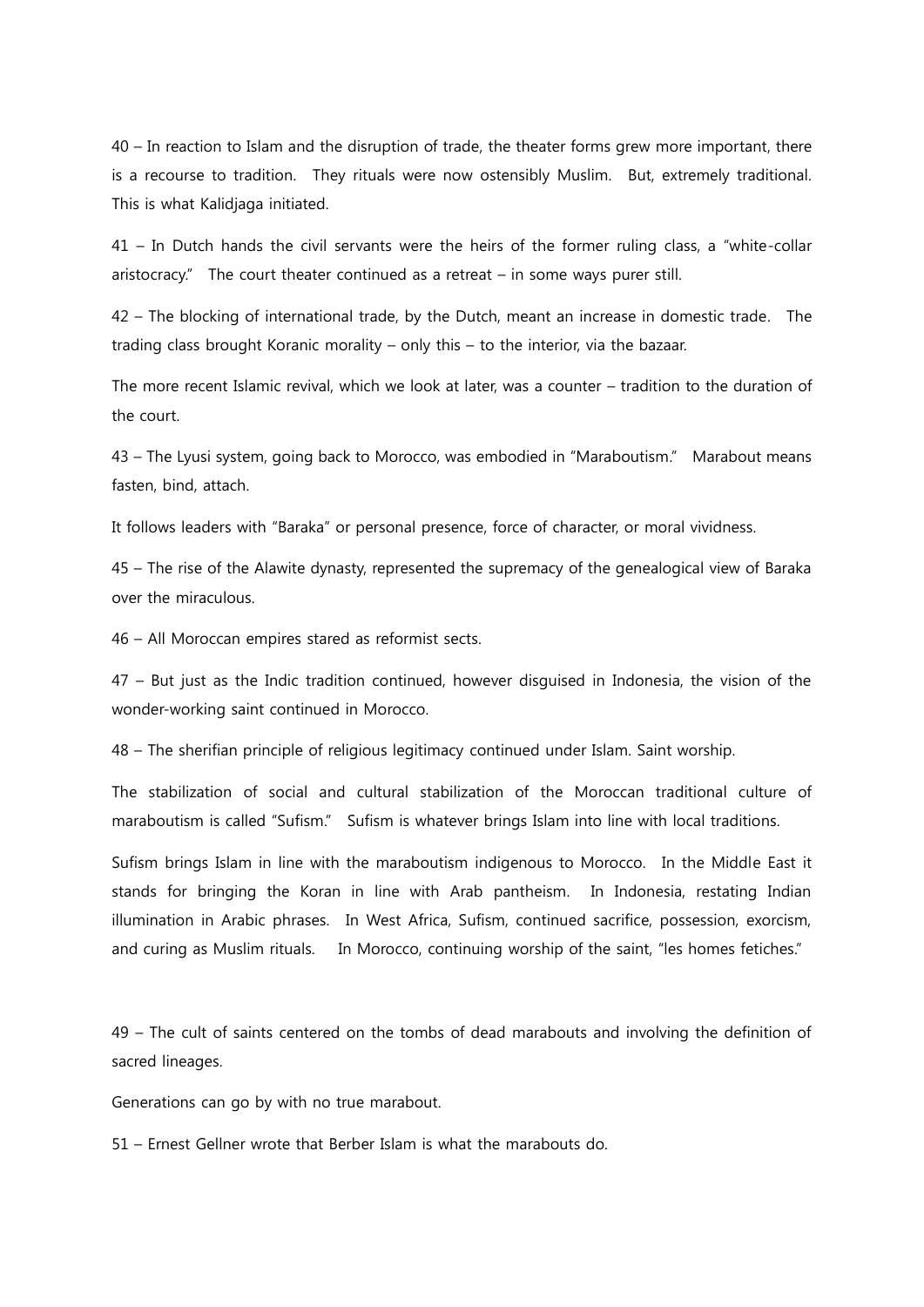40 – In reaction to Islam and the disruption of trade, the theater forms grew more important, there is a recourse to tradition. They rituals were now ostensibly Muslim. But, extremely traditional. This is what Kalidjaga initiated.

41 – In Dutch hands the civil servants were the heirs of the former ruling class, a "white-collar aristocracy." The court theater continued as a retreat – in some ways purer still.

42 – The blocking of international trade, by the Dutch, meant an increase in domestic trade. The trading class brought Koranic morality – only this – to the interior, via the bazaar.

The more recent Islamic revival, which we look at later, was a counter – tradition to the duration of the court.

43 – The Lyusi system, going back to Morocco, was embodied in "Maraboutism." Marabout means fasten, bind, attach.

It follows leaders with "Baraka" or personal presence, force of character, or moral vividness.

45 – The rise of the Alawite dynasty, represented the supremacy of the genealogical view of Baraka over the miraculous.

46 – All Moroccan empires stared as reformist sects.

47 – But just as the Indic tradition continued, however disguised in Indonesia, the vision of the wonder-working saint continued in Morocco.

48 – The sherifian principle of religious legitimacy continued under Islam. Saint worship.

The stabilization of social and cultural stabilization of the Moroccan traditional culture of maraboutism is called "Sufism." Sufism is whatever brings Islam into line with local traditions.

Sufism brings Islam in line with the maraboutism indigenous to Morocco. In the Middle East it stands for bringing the Koran in line with Arab pantheism. In Indonesia, restating Indian illumination in Arabic phrases. In West Africa, Sufism, continued sacrifice, possession, exorcism, and curing as Muslim rituals. In Morocco, continuing worship of the saint, "les homes fetiches."

49 – The cult of saints centered on the tombs of dead marabouts and involving the definition of sacred lineages.

Generations can go by with no true marabout.

51 – Ernest Gellner wrote that Berber Islam is what the marabouts do.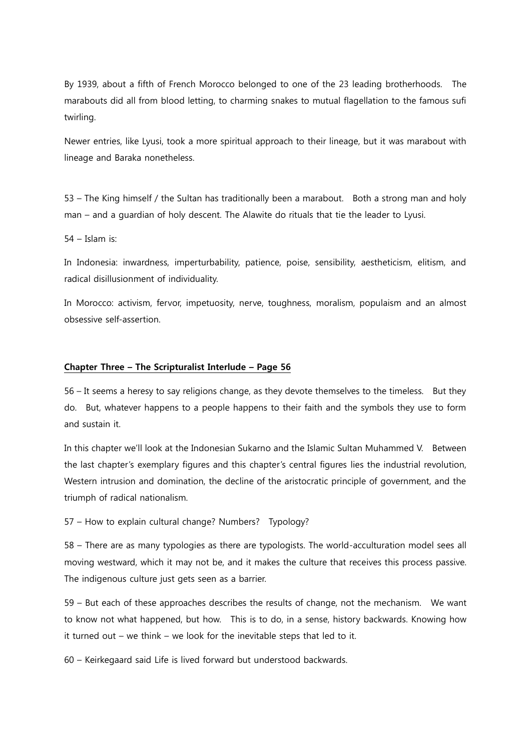By 1939, about a fifth of French Morocco belonged to one of the 23 leading brotherhoods. The marabouts did all from blood letting, to charming snakes to mutual flagellation to the famous sufi twirling.

Newer entries, like Lyusi, took a more spiritual approach to their lineage, but it was marabout with lineage and Baraka nonetheless.

53 – The King himself / the Sultan has traditionally been a marabout. Both a strong man and holy man – and a guardian of holy descent. The Alawite do rituals that tie the leader to Lyusi.

54 – Islam is:

In Indonesia: inwardness, imperturbability, patience, poise, sensibility, aestheticism, elitism, and radical disillusionment of individuality.

In Morocco: activism, fervor, impetuosity, nerve, toughness, moralism, populaism and an almost obsessive self-assertion.

## Chapter Three – The Scripturalist Interlude – Page 56

56 – It seems a heresy to say religions change, as they devote themselves to the timeless. But they do. But, whatever happens to a people happens to their faith and the symbols they use to form and sustain it.

In this chapter we'll look at the Indonesian Sukarno and the Islamic Sultan Muhammed V. Between the last chapter's exemplary figures and this chapter's central figures lies the industrial revolution, Western intrusion and domination, the decline of the aristocratic principle of government, and the triumph of radical nationalism.

57 – How to explain cultural change? Numbers? Typology?

58 – There are as many typologies as there are typologists. The world-acculturation model sees all moving westward, which it may not be, and it makes the culture that receives this process passive. The indigenous culture just gets seen as a barrier.

59 – But each of these approaches describes the results of change, not the mechanism. We want to know not what happened, but how. This is to do, in a sense, history backwards. Knowing how it turned out – we think – we look for the inevitable steps that led to it.

60 – Keirkegaard said Life is lived forward but understood backwards.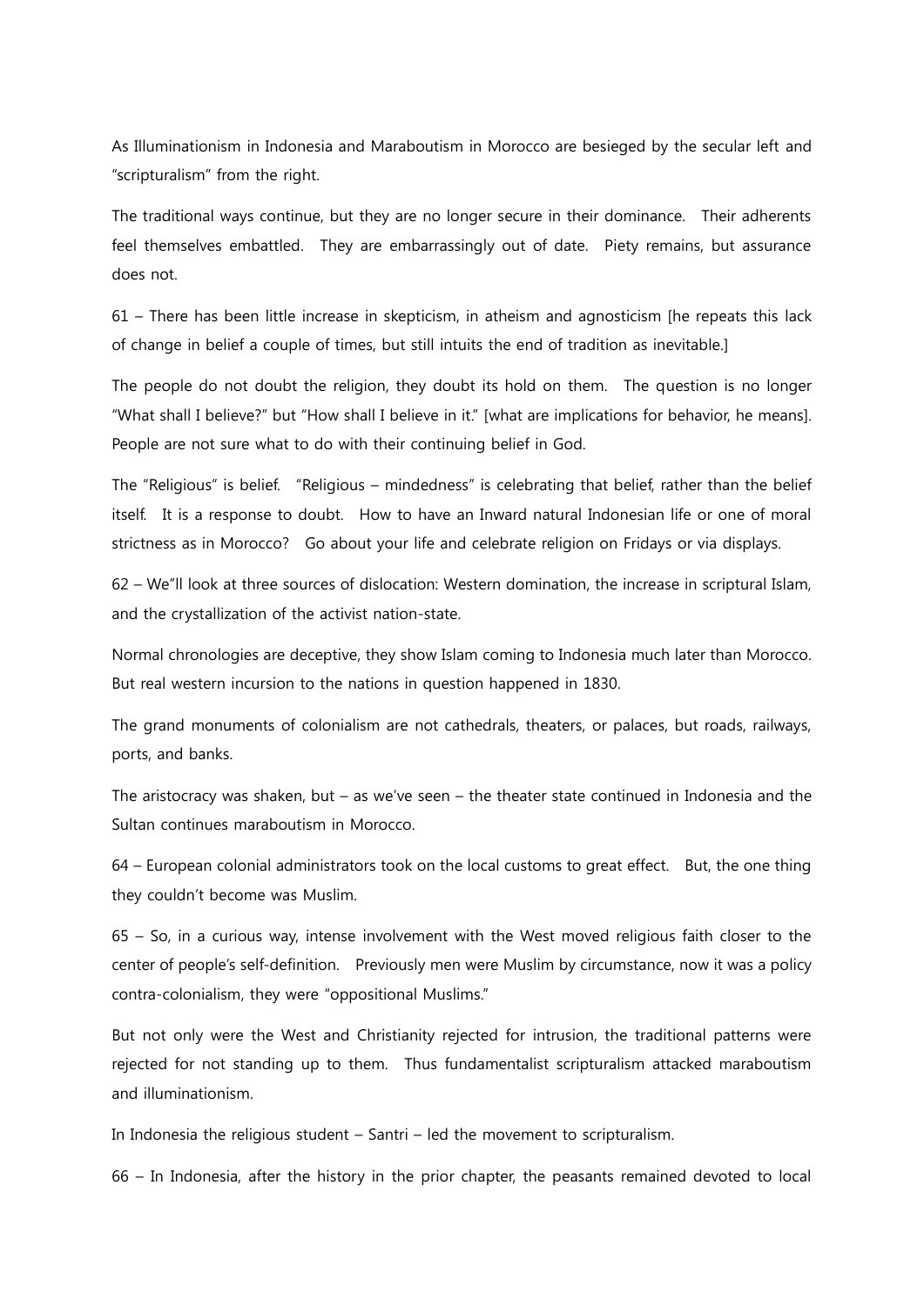As Illuminationism in Indonesia and Maraboutism in Morocco are besieged by the secular left and "scripturalism" from the right.

The traditional ways continue, but they are no longer secure in their dominance. Their adherents feel themselves embattled. They are embarrassingly out of date. Piety remains, but assurance does not.

61 – There has been little increase in skepticism, in atheism and agnosticism [he repeats this lack of change in belief a couple of times, but still intuits the end of tradition as inevitable.]

The people do not doubt the religion, they doubt its hold on them. The question is no longer "What shall I believe?" but "How shall I believe in it." [what are implications for behavior, he means]. People are not sure what to do with their continuing belief in God.

The "Religious" is belief. "Religious – mindedness" is celebrating that belief, rather than the belief itself. It is a response to doubt. How to have an Inward natural Indonesian life or one of moral strictness as in Morocco? Go about your life and celebrate religion on Fridays or via displays.

62 – We"ll look at three sources of dislocation: Western domination, the increase in scriptural Islam, and the crystallization of the activist nation-state.

Normal chronologies are deceptive, they show Islam coming to Indonesia much later than Morocco. But real western incursion to the nations in question happened in 1830.

The grand monuments of colonialism are not cathedrals, theaters, or palaces, but roads, railways, ports, and banks.

The aristocracy was shaken, but – as we've seen – the theater state continued in Indonesia and the Sultan continues maraboutism in Morocco.

64 – European colonial administrators took on the local customs to great effect. But, the one thing they couldn't become was Muslim.

65 – So, in a curious way, intense involvement with the West moved religious faith closer to the center of people's self-definition. Previously men were Muslim by circumstance, now it was a policy contra-colonialism, they were "oppositional Muslims."

But not only were the West and Christianity rejected for intrusion, the traditional patterns were rejected for not standing up to them. Thus fundamentalist scripturalism attacked maraboutism and illuminationism.

In Indonesia the religious student – Santri – led the movement to scripturalism.

66 – In Indonesia, after the history in the prior chapter, the peasants remained devoted to local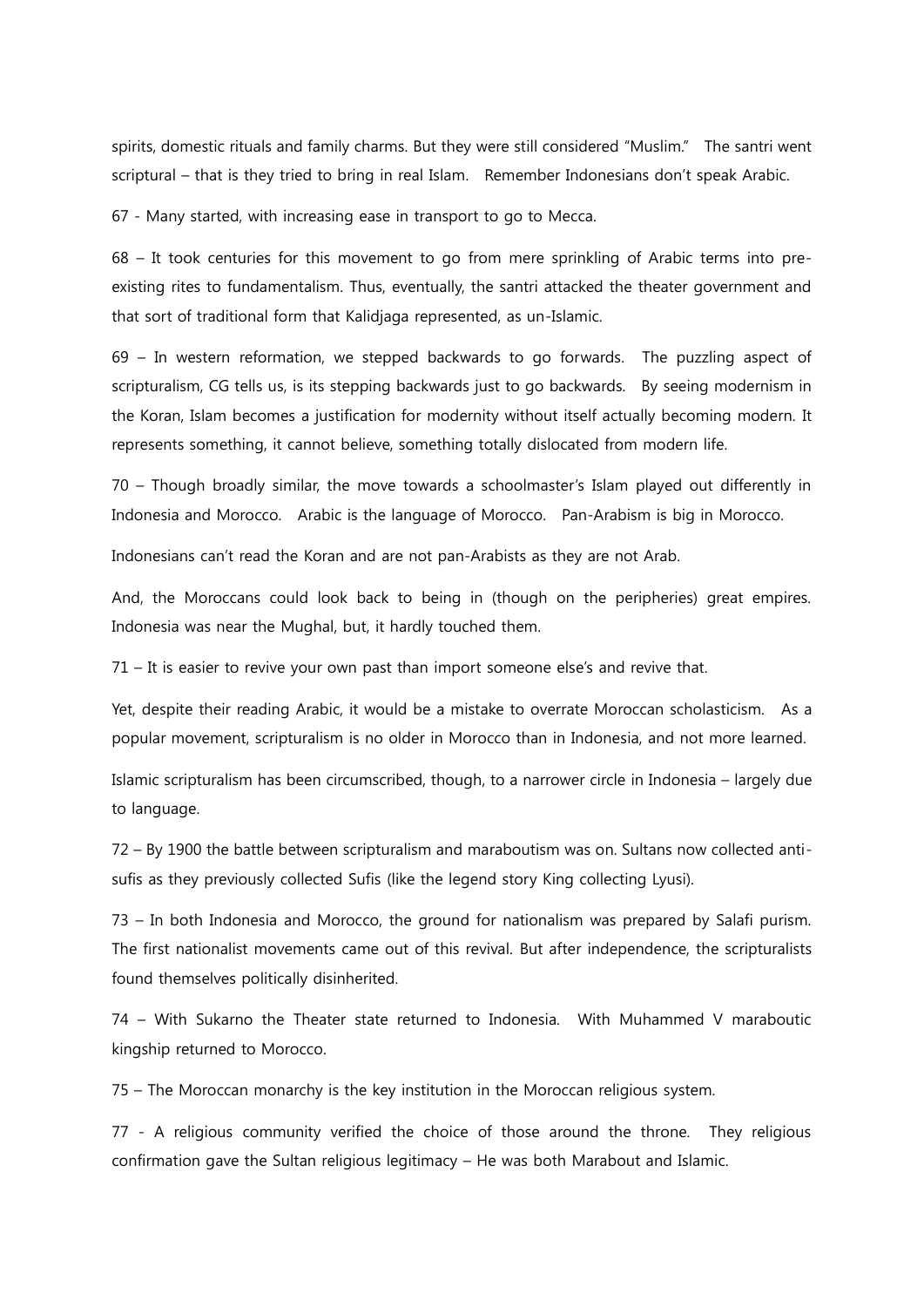spirits, domestic rituals and family charms. But they were still considered "Muslim." The santri went scriptural – that is they tried to bring in real Islam. Remember Indonesians don't speak Arabic.

67 - Many started, with increasing ease in transport to go to Mecca.

68 – It took centuries for this movement to go from mere sprinkling of Arabic terms into pre-existing rites to fundamentalism. Thus, eventually, the santri attacked the theater government and that sort of traditional form that Kalidjaga represented, as un-Islamic.

69 – In western reformation, we stepped backwards to go forwards. The puzzling aspect of scripturalism, CG tells us, is its stepping backwards just to go backwards. By seeing modernism in the Koran, Islam becomes a justification for modernity without itself actually becoming modern. It represents something, it cannot believe, something totally dislocated from modern life.

70 – Though broadly similar, the move towards a schoolmaster's Islam played out differently in Indonesia and Morocco. Arabic is the language of Morocco. Pan-Arabism is big in Morocco.

Indonesians can't read the Koran and are not pan-Arabists as they are not Arab.

And, the Moroccans could look back to being in (though on the peripheries) great empires. Indonesia was near the Mughal, but, it hardly touched them.

71 – It is easier to revive your own past than import someone else's and revive that.

Yet, despite their reading Arabic, it would be a mistake to overrate Moroccan scholasticism. As a popular movement, scripturalism is no older in Morocco than in Indonesia, and not more learned.

Islamic scripturalism has been circumscribed, though, to a narrower circle in Indonesia – largely due to language.

72 – By 1900 the battle between scripturalism and maraboutism was on. Sultans now collected anti-sufis as they previously collected Sufis (like the legend story King collecting Lyusi).

73 – In both Indonesia and Morocco, the ground for nationalism was prepared by Salafi purism. The first nationalist movements came out of this revival. But after independence, the scripturalists found themselves politically disinherited.

74 – With Sukarno the Theater state returned to Indonesia. With Muhammed V maraboutic kingship returned to Morocco.

75 – The Moroccan monarchy is the key institution in the Moroccan religious system.

77 - A religious community verified the choice of those around the throne. They religious confirmation gave the Sultan religious legitimacy – He was both Marabout and Islamic.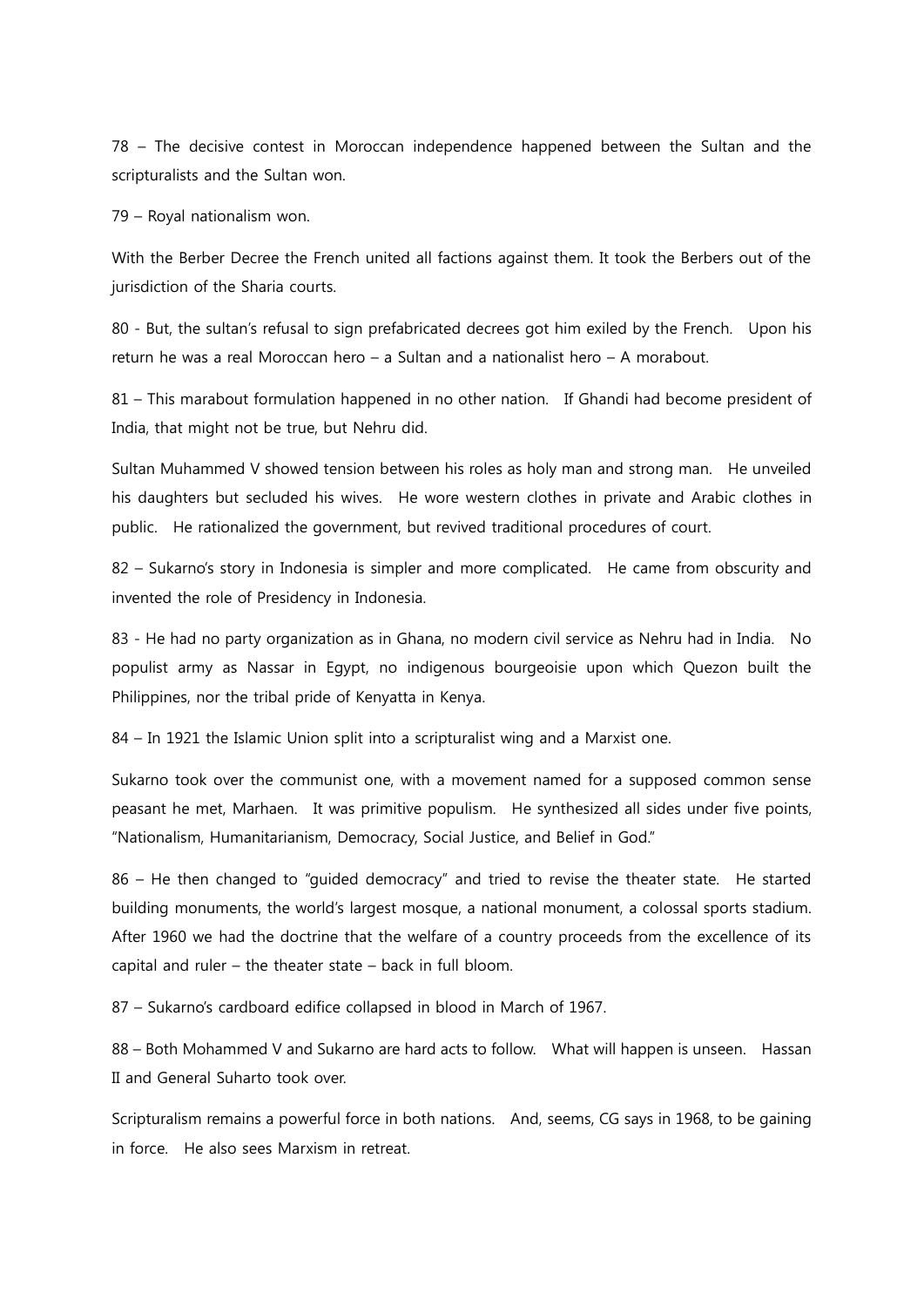78 – The decisive contest in Moroccan independence happened between the Sultan and the scripturalists and the Sultan won.

79 – Royal nationalism won.

With the Berber Decree the French united all factions against them. It took the Berbers out of the jurisdiction of the Sharia courts.

80 - But, the sultan's refusal to sign prefabricated decrees got him exiled by the French. Upon his return he was a real Moroccan hero – a Sultan and a nationalist hero – A morabout.

81 – This marabout formulation happened in no other nation. If Ghandi had become president of India, that might not be true, but Nehru did.

Sultan Muhammed V showed tension between his roles as holy man and strong man. He unveiled his daughters but secluded his wives. He wore western clothes in private and Arabic clothes in public. He rationalized the government, but revived traditional procedures of court.

82 – Sukarno's story in Indonesia is simpler and more complicated. He came from obscurity and invented the role of Presidency in Indonesia.

83 - He had no party organization as in Ghana, no modern civil service as Nehru had in India. No populist army as Nassar in Egypt, no indigenous bourgeoisie upon which Quezon built the Philippines, nor the tribal pride of Kenyatta in Kenya.

84 – In 1921 the Islamic Union split into a scripturalist wing and a Marxist one.

Sukarno took over the communist one, with a movement named for a supposed common sense peasant he met, Marhaen. It was primitive populism. He synthesized all sides under five points, "Nationalism, Humanitarianism, Democracy, Social Justice, and Belief in God."

86 – He then changed to "guided democracy" and tried to revise the theater state. He started building monuments, the world's largest mosque, a national monument, a colossal sports stadium. After 1960 we had the doctrine that the welfare of a country proceeds from the excellence of its capital and ruler – the theater state – back in full bloom.

87 – Sukarno's cardboard edifice collapsed in blood in March of 1967.

88 – Both Mohammed V and Sukarno are hard acts to follow. What will happen is unseen. Hassan II and General Suharto took over.

Scripturalism remains a powerful force in both nations. And, seems, CG says in 1968, to be gaining in force. He also sees Marxism in retreat.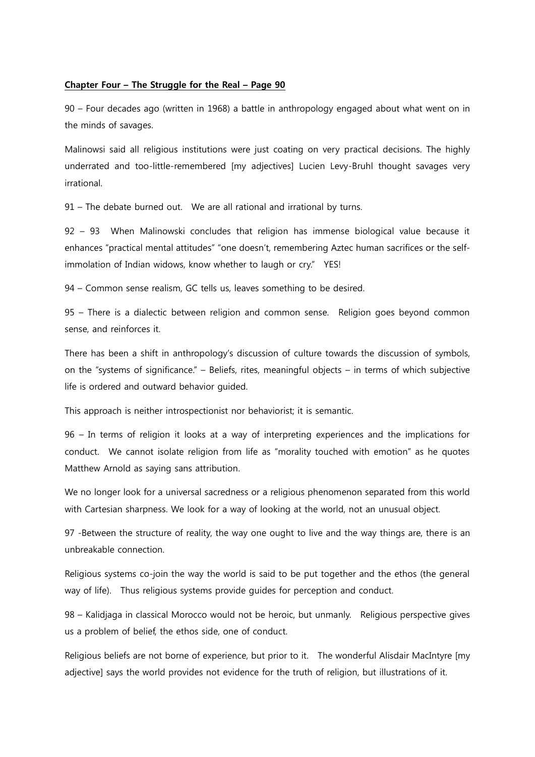**Chapter Four – The Struggle for the Real – Page 90**

90 – Four decades ago (written in 1968) a battle in anthropology engaged about what went on in the minds of savages.

Malinowsi said all religious institutions were just coating on very practical decisions. The highly underrated and too-little-remembered [my adjectives] Lucien Levy-Bruhl thought savages very irrational.

91 – The debate burned out. We are all rational and irrational by turns.

92 – 93 When Malinowski concludes that religion has immense biological value because it enhances "practical mental attitudes" "one doesn't, remembering Aztec human sacrifices or the self-immolation of Indian widows, know whether to laugh or cry." YES!

94 – Common sense realism, GC tells us, leaves something to be desired.

95 – There is a dialectic between religion and common sense. Religion goes beyond common sense, and reinforces it.

There has been a shift in anthropology's discussion of culture towards the discussion of symbols, on the "systems of significance." – Beliefs, rites, meaningful objects – in terms of which subjective life is ordered and outward behavior guided.

This approach is neither introspectionist nor behaviorist; it is semantic.

96 – In terms of religion it looks at a way of interpreting experiences and the implications for conduct. We cannot isolate religion from life as "morality touched with emotion" as he quotes Matthew Arnold as saying sans attribution.

We no longer look for a universal sacredness or a religious phenomenon separated from this world with Cartesian sharpness. We look for a way of looking at the world, not an unusual object.

97 -Between the structure of reality, the way one ought to live and the way things are, there is an unbreakable connection.

Religious systems co-join the way the world is said to be put together and the ethos (the general way of life). Thus religious systems provide guides for perception and conduct.

98 – Kalidjaga in classical Morocco would not be heroic, but unmanly. Religious perspective gives us a problem of belief, the ethos side, one of conduct.

Religious beliefs are not borne of experience, but prior to it. The wonderful Alisdair MacIntyre [my adjective] says the world provides not evidence for the truth of religion, but illustrations of it.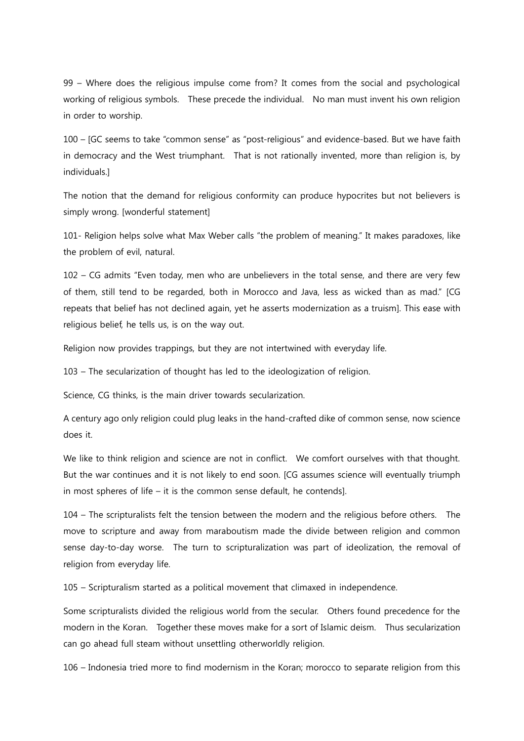99 – Where does the religious impulse come from? It comes from the social and psychological working of religious symbols. These precede the individual. No man must invent his own religion in order to worship.

100 – [GC seems to take "common sense" as "post-religious" and evidence-based. But we have faith in democracy and the West triumphant. That is not rationally invented, more than religion is, by individuals.]

The notion that the demand for religious conformity can produce hypocrites but not believers is simply wrong. [wonderful statement]

101- Religion helps solve what Max Weber calls "the problem of meaning." It makes paradoxes, like the problem of evil, natural.

102 – CG admits "Even today, men who are unbelievers in the total sense, and there are very few of them, still tend to be regarded, both in Morocco and Java, less as wicked than as mad." [CG repeats that belief has not declined again, yet he asserts modernization as a truism]. This ease with religious belief, he tells us, is on the way out.

Religion now provides trappings, but they are not intertwined with everyday life.

103 – The secularization of thought has led to the ideologization of religion.

Science, CG thinks, is the main driver towards secularization.

A century ago only religion could plug leaks in the hand-crafted dike of common sense, now science does it.

We like to think religion and science are not in conflict. We comfort ourselves with that thought. But the war continues and it is not likely to end soon. [CG assumes science will eventually triumph in most spheres of life – it is the common sense default, he contends].

104 – The scripturalists felt the tension between the modern and the religious before others. The move to scripture and away from maraboutism made the divide between religion and common sense day-to-day worse. The turn to scripturalization was part of ideolization, the removal of religion from everyday life.

105 – Scripturalism started as a political movement that climaxed in independence.

Some scripturalists divided the religious world from the secular. Others found precedence for the modern in the Koran. Together these moves make for a sort of Islamic deism. Thus secularization can go ahead full steam without unsettling otherworldly religion.

106 – Indonesia tried more to find modernism in the Koran; morocco to separate religion from this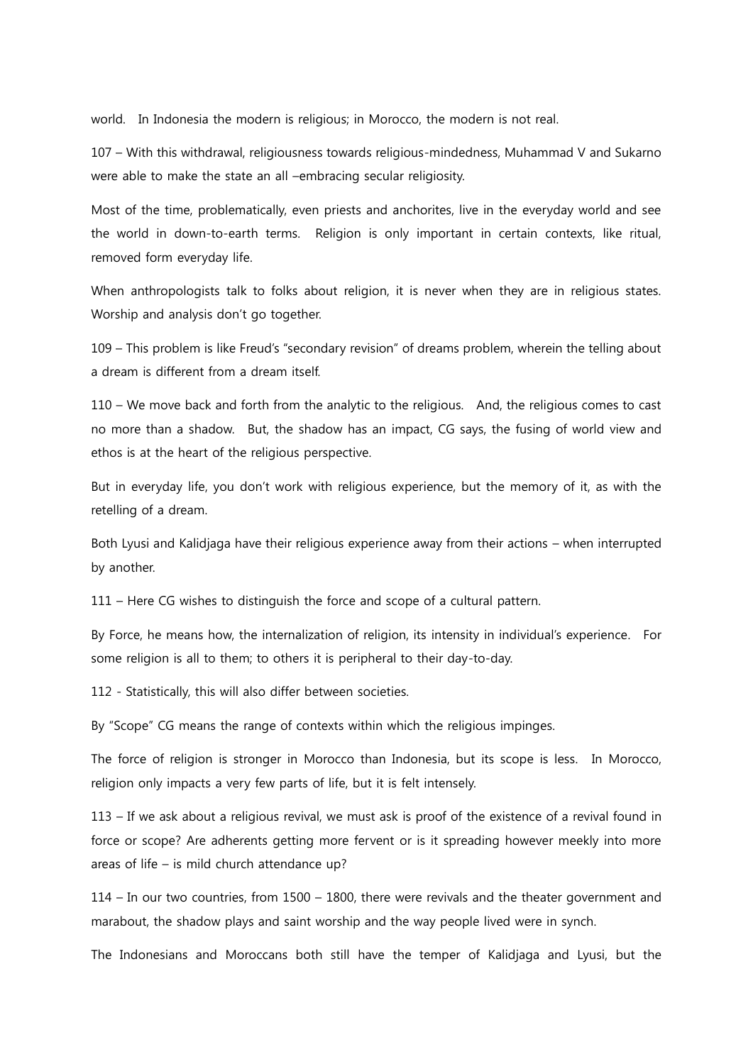world. In Indonesia the modern is religious; in Morocco, the modern is not real.

107 – With this withdrawal, religiousness towards religious-mindedness, Muhammad V and Sukarno were able to make the state an all –embracing secular religiosity.

Most of the time, problematically, even priests and anchorites, live in the everyday world and see the world in down-to-earth terms. Religion is only important in certain contexts, like ritual, removed form everyday life.

When anthropologists talk to folks about religion, it is never when they are in religious states. Worship and analysis don't go together.

109 – This problem is like Freud's "secondary revision" of dreams problem, wherein the telling about a dream is different from a dream itself.

110 – We move back and forth from the analytic to the religious. And, the religious comes to cast no more than a shadow. But, the shadow has an impact, CG says, the fusing of world view and ethos is at the heart of the religious perspective.

But in everyday life, you don't work with religious experience, but the memory of it, as with the retelling of a dream.

Both Lyusi and Kalidjaga have their religious experience away from their actions – when interrupted by another.

111 – Here CG wishes to distinguish the force and scope of a cultural pattern.

By Force, he means how, the internalization of religion, its intensity in individual's experience. For some religion is all to them; to others it is peripheral to their day-to-day.

112 - Statistically, this will also differ between societies.

By "Scope" CG means the range of contexts within which the religious impinges.

The force of religion is stronger in Morocco than Indonesia, but its scope is less. In Morocco, religion only impacts a very few parts of life, but it is felt intensely.

113 – If we ask about a religious revival, we must ask is proof of the existence of a revival found in force or scope? Are adherents getting more fervent or is it spreading however meekly into more areas of life – is mild church attendance up?

114 – In our two countries, from 1500 – 1800, there were revivals and the theater government and marabout, the shadow plays and saint worship and the way people lived were in synch.

The Indonesians and Moroccans both still have the temper of Kalidjaga and Lyusi, but the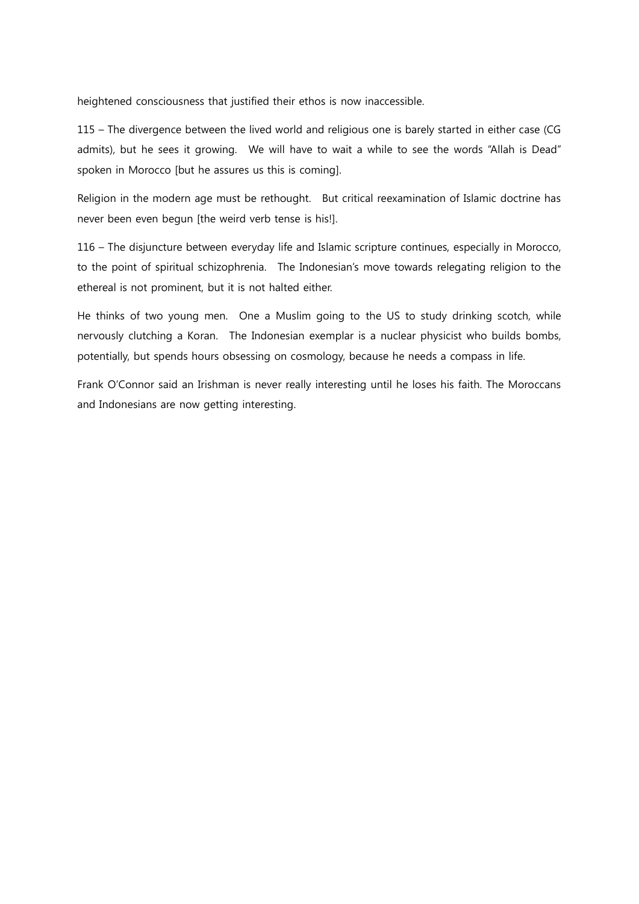heightened consciousness that justified their ethos is now inaccessible.

115 – The divergence between the lived world and religious one is barely started in either case (CG admits), but he sees it growing. We will have to wait a while to see the words "Allah is Dead" spoken in Morocco [but he assures us this is coming].

Religion in the modern age must be rethought. But critical reexamination of Islamic doctrine has never been even begun [the weird verb tense is his!].

116 – The disjuncture between everyday life and Islamic scripture continues, especially in Morocco, to the point of spiritual schizophrenia. The Indonesian's move towards relegating religion to the ethereal is not prominent, but it is not halted either.

He thinks of two young men. One a Muslim going to the US to study drinking scotch, while nervously clutching a Koran. The Indonesian exemplar is a nuclear physicist who builds bombs, potentially, but spends hours obsessing on cosmology, because he needs a compass in life.

Frank O'Connor said an Irishman is never really interesting until he loses his faith. The Moroccans and Indonesians are now getting interesting.